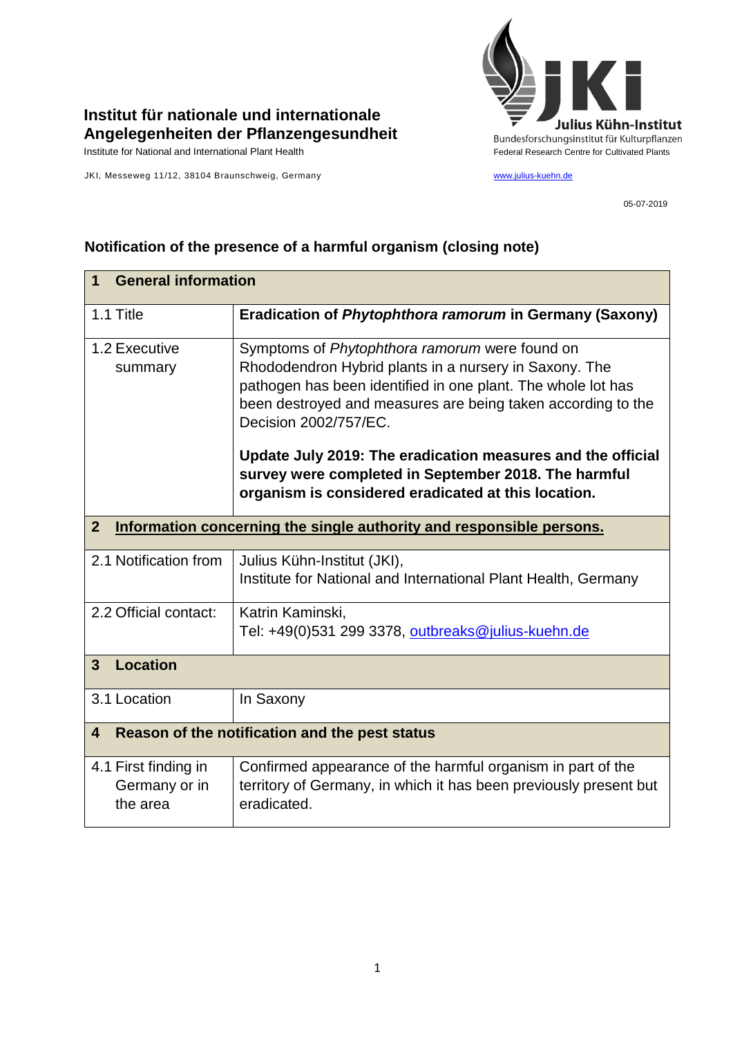**Institut für nationale und internationale Angelegenheiten der Pflanzengesundheit**
Institute for National and International Plant Health

JKI, Messeweg 11/12, 38104 Braunschweig, Germany

Julius Kühn-Institut
Bundesforschungsinstitut für Kulturpflanzen
Federal Research Centre for Cultivated Plants

www.julius-kuehn.de

05-07-2019

## Notification of the presence of a harmful organism (closing note)

| **1 General information** | |
|---|---|
| 1.1 Title | **Eradication of *Phytophthora ramorum* in Germany (Saxony)** |
| 1.2 Executive summary | Symptoms of *Phytophthora ramorum* were found on Rhododendron Hybrid plants in a nursery in Saxony. The pathogen has been identified in one plant. The whole lot has been destroyed and measures are being taken according to the Decision 2002/757/EC.<br><br>**Update July 2019: The eradication measures and the official survey were completed in September 2018. The harmful organism is considered eradicated at this location.** |
| **2 Information concerning the single authority and responsible persons.** | |
| 2.1 Notification from | Julius Kühn-Institut (JKI),<br>Institute for National and International Plant Health, Germany |
| 2.2 Official contact: | Katrin Kaminski,<br>Tel: +49(0)531 299 3378, outbreaks@julius-kuehn.de |
| **3 Location** | |
| 3.1 Location | In Saxony |
| **4 Reason of the notification and the pest status** | |
| 4.1 First finding in Germany or in the area | Confirmed appearance of the harmful organism in part of the territory of Germany, in which it has been previously present but eradicated. |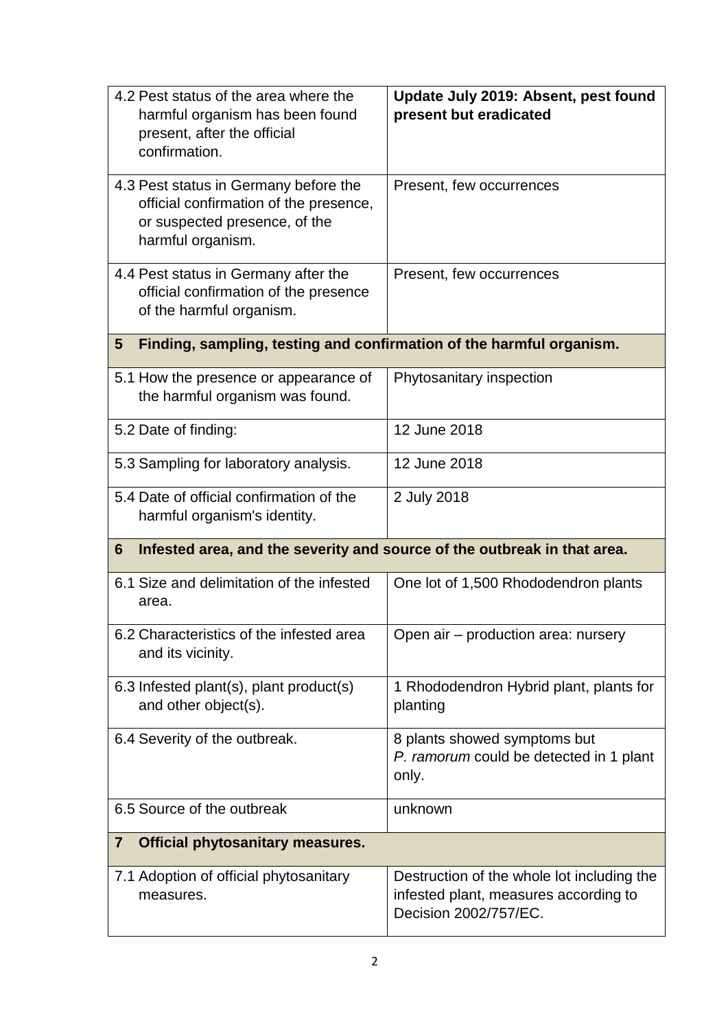| | |
|---|---|
| 4.2 Pest status of the area where the harmful organism has been found present, after the official confirmation. | **Update July 2019: Absent, pest found present but eradicated** |
| 4.3 Pest status in Germany before the official confirmation of the presence, or suspected presence, of the harmful organism. | Present, few occurrences |
| 4.4 Pest status in Germany after the official confirmation of the presence of the harmful organism. | Present, few occurrences |
| **5 Finding, sampling, testing and confirmation of the harmful organism.** | |
| 5.1 How the presence or appearance of the harmful organism was found. | Phytosanitary inspection |
| 5.2 Date of finding: | 12 June 2018 |
| 5.3 Sampling for laboratory analysis. | 12 June 2018 |
| 5.4 Date of official confirmation of the harmful organism's identity. | 2 July 2018 |
| **6 Infested area, and the severity and source of the outbreak in that area.** | |
| 6.1 Size and delimitation of the infested area. | One lot of 1,500 Rhododendron plants |
| 6.2 Characteristics of the infested area and its vicinity. | Open air – production area: nursery |
| 6.3 Infested plant(s), plant product(s) and other object(s). | 1 Rhododendron Hybrid plant, plants for planting |
| 6.4 Severity of the outbreak. | 8 plants showed symptoms but *P. ramorum* could be detected in 1 plant only. |
| 6.5 Source of the outbreak | unknown |
| **7 Official phytosanitary measures.** | |
| 7.1 Adoption of official phytosanitary measures. | Destruction of the whole lot including the infested plant, measures according to Decision 2002/757/EC. |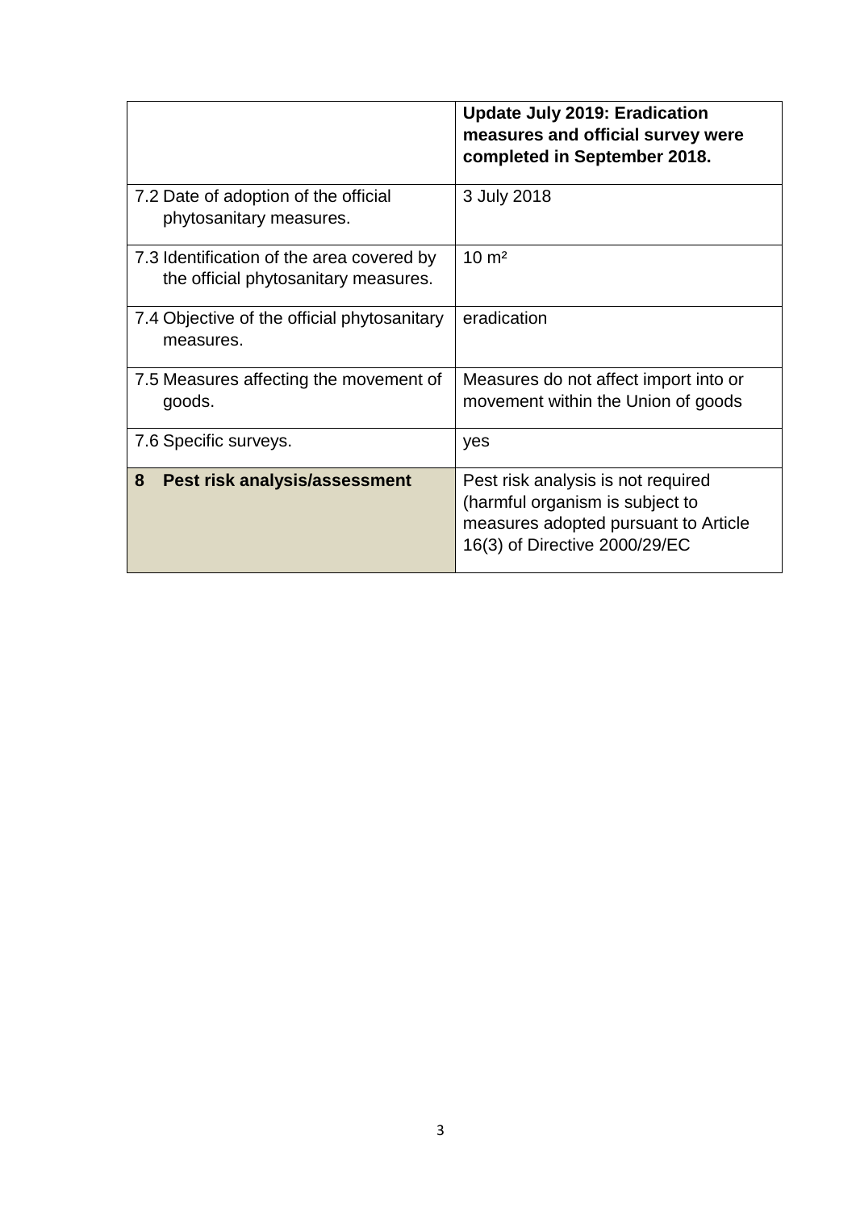| | |
|---|---|
| | **Update July 2019: Eradication measures and official survey were completed in September 2018.** |
| 7.2 Date of adoption of the official phytosanitary measures. | 3 July 2018 |
| 7.3 Identification of the area covered by the official phytosanitary measures. | 10 m² |
| 7.4 Objective of the official phytosanitary measures. | eradication |
| 7.5 Measures affecting the movement of goods. | Measures do not affect import into or movement within the Union of goods |
| 7.6 Specific surveys. | yes |
| **8 Pest risk analysis/assessment** | Pest risk analysis is not required (harmful organism is subject to measures adopted pursuant to Article 16(3) of Directive 2000/29/EC |